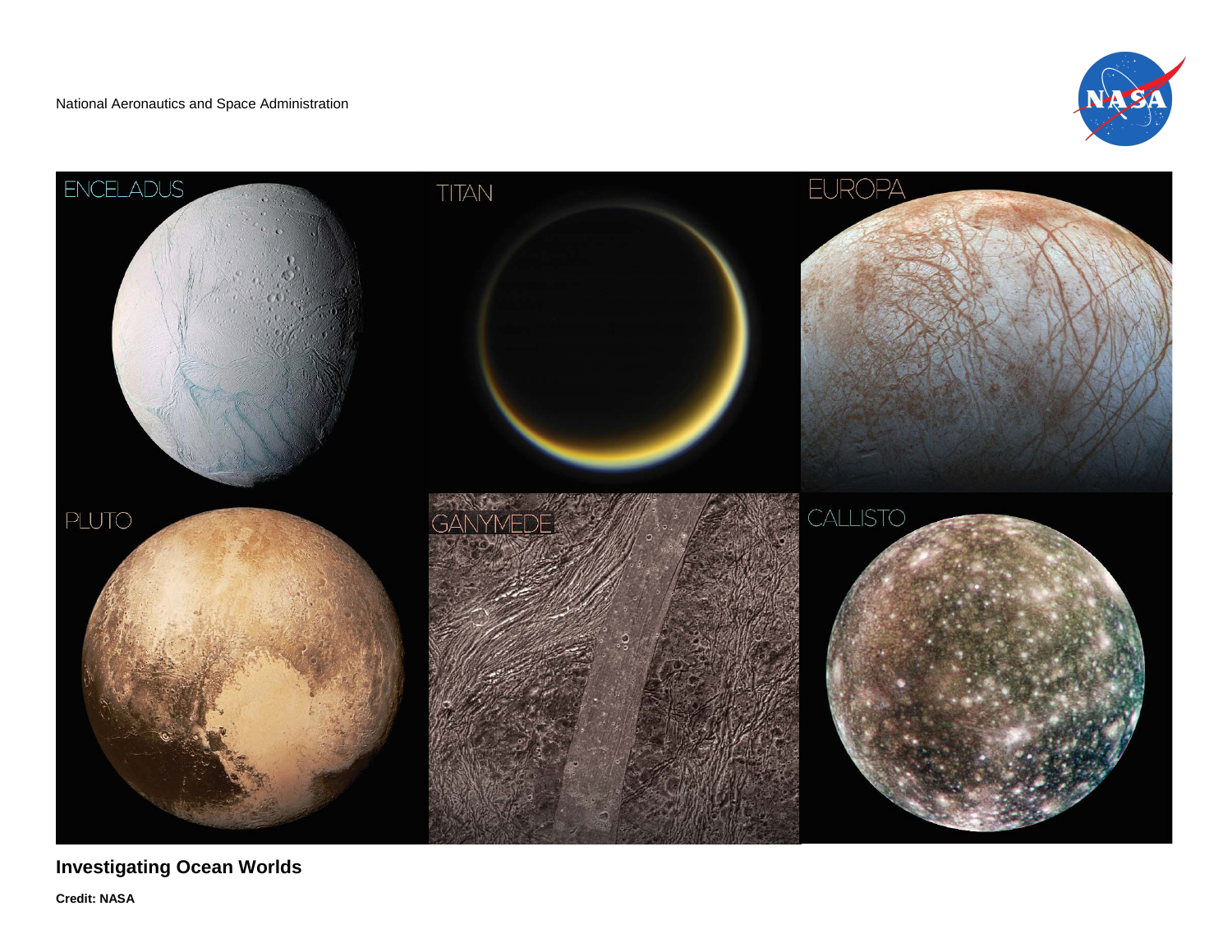National Aeronautics and Space Administration

ENCELADUS

TITAN

EUROPA

PLUTO

GANYMEDE

CALLISTO

**Investigating Ocean Worlds**

**Credit: NASA**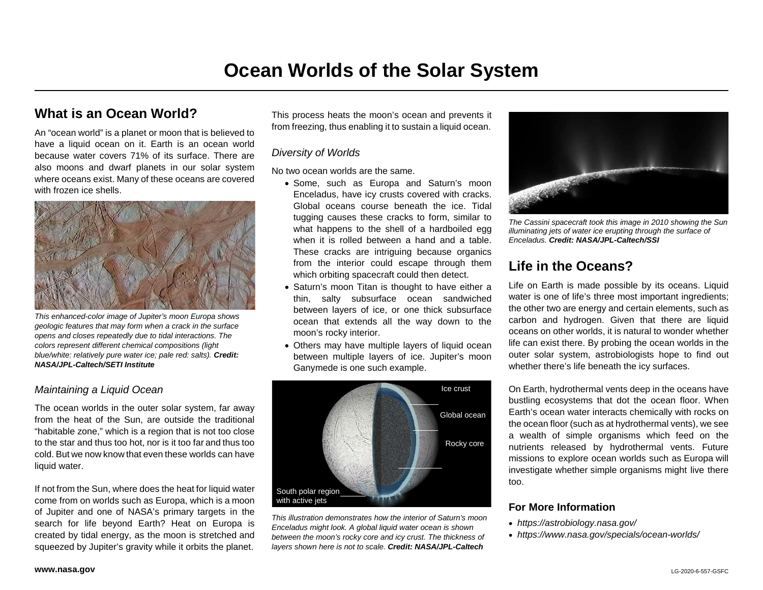# Ocean Worlds of the Solar System

## What is an Ocean World?

An "ocean world" is a planet or moon that is believed to have a liquid ocean on it. Earth is an ocean world because water covers 71% of its surface. There are also moons and dwarf planets in our solar system where oceans exist. Many of these oceans are covered with frozen ice shells.

*This enhanced-color image of Jupiter's moon Europa shows geologic features that may form when a crack in the surface opens and closes repeatedly due to tidal interactions. The colors represent different chemical compositions (light blue/white: relatively pure water ice; pale red: salts). **Credit: NASA/JPL-Caltech/SETI Institute***

### *Maintaining a Liquid Ocean*

The ocean worlds in the outer solar system, far away from the heat of the Sun, are outside the traditional "habitable zone," which is a region that is not too close to the star and thus too hot, nor is it too far and thus too cold. But we now know that even these worlds can have liquid water.

If not from the Sun, where does the heat for liquid water come from on worlds such as Europa, which is a moon of Jupiter and one of NASA's primary targets in the search for life beyond Earth? Heat on Europa is created by tidal energy, as the moon is stretched and squeezed by Jupiter's gravity while it orbits the planet. This process heats the moon's ocean and prevents it from freezing, thus enabling it to sustain a liquid ocean.

### *Diversity of Worlds*

No two ocean worlds are the same.

- Some, such as Europa and Saturn's moon Enceladus, have icy crusts covered with cracks. Global oceans course beneath the ice. Tidal tugging causes these cracks to form, similar to what happens to the shell of a hardboiled egg when it is rolled between a hand and a table. These cracks are intriguing because organics from the interior could escape through them which orbiting spacecraft could then detect.
- Saturn's moon Titan is thought to have either a thin, salty subsurface ocean sandwiched between layers of ice, or one thick subsurface ocean that extends all the way down to the moon's rocky interior.
- Others may have multiple layers of liquid ocean between multiple layers of ice. Jupiter's moon Ganymede is one such example.

Ice crust

Global ocean

Rocky core

South polar region with active jets

*This illustration demonstrates how the interior of Saturn's moon Enceladus might look. A global liquid water ocean is shown between the moon's rocky core and icy crust. The thickness of layers shown here is not to scale. **Credit: NASA/JPL-Caltech***

*The Cassini spacecraft took this image in 2010 showing the Sun illuminating jets of water ice erupting through the surface of Enceladus. **Credit: NASA/JPL-Caltech/SSI***

## Life in the Oceans?

Life on Earth is made possible by its oceans. Liquid water is one of life's three most important ingredients; the other two are energy and certain elements, such as carbon and hydrogen. Given that there are liquid oceans on other worlds, it is natural to wonder whether life can exist there. By probing the ocean worlds in the outer solar system, astrobiologists hope to find out whether there's life beneath the icy surfaces.

On Earth, hydrothermal vents deep in the oceans have bustling ecosystems that dot the ocean floor. When Earth's ocean water interacts chemically with rocks on the ocean floor (such as at hydrothermal vents), we see a wealth of simple organisms which feed on the nutrients released by hydrothermal vents. Future missions to explore ocean worlds such as Europa will investigate whether simple organisms might live there too.

### For More Information

- *https://astrobiology.nasa.gov/*
- *https://www.nasa.gov/specials/ocean-worlds/*

**www.nasa.gov**

LG-2020-6-557-GSFC